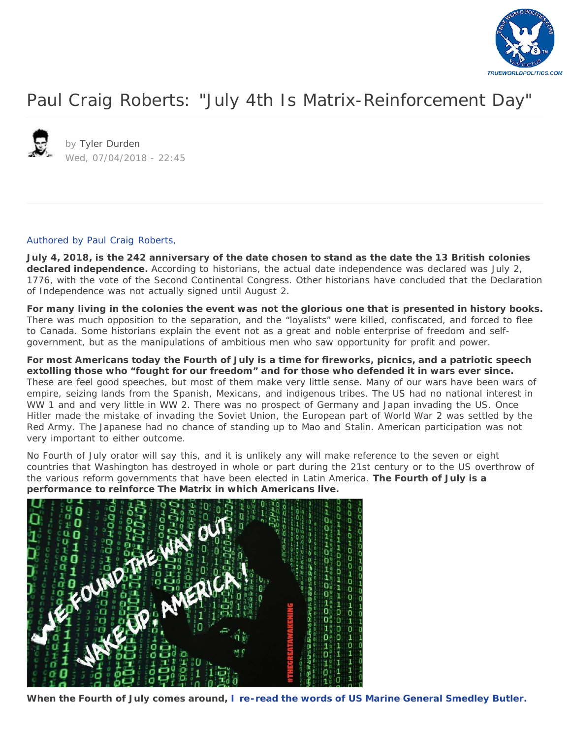# Paul Craig Roberts: "July 4th Is Matrix-Reinforcement Day"

by Tyler Durden
Wed, 07/04/2018 - 22:45

Authored by Paul Craig Roberts,

**July 4, 2018, is the 242 anniversary of the date chosen to stand as the date the 13 British colonies declared independence.** According to historians, the actual date independence was declared was July 2, 1776, with the vote of the Second Continental Congress. Other historians have concluded that the Declaration of Independence was not actually signed until August 2.

**For many living in the colonies the event was not the glorious one that is presented in history books.** There was much opposition to the separation, and the "loyalists" were killed, confiscated, and forced to flee to Canada. Some historians explain the event not as a great and noble enterprise of freedom and self-government, but as the manipulations of ambitious men who saw opportunity for profit and power.

**For most Americans today the Fourth of July is a time for fireworks, picnics, and a patriotic speech extolling those who "fought for our freedom" and for those who defended it in wars ever since.** These are feel good speeches, but most of them make very little sense. Many of our wars have been wars of empire, seizing lands from the Spanish, Mexicans, and indigenous tribes. The US had no national interest in WW 1 and and very little in WW 2. There was no prospect of Germany and Japan invading the US. Once Hitler made the mistake of invading the Soviet Union, the European part of World War 2 was settled by the Red Army. The Japanese had no chance of standing up to Mao and Stalin. American participation was not very important to either outcome.

No Fourth of July orator will say this, and it is unlikely any will make reference to the seven or eight countries that Washington has destroyed in whole or part during the 21st century or to the US overthrow of the various reform governments that have been elected in Latin America. **The Fourth of July is a performance to reinforce The Matrix in which Americans live.**

**When the Fourth of July comes around, I re-read the words of US Marine General Smedley Butler.**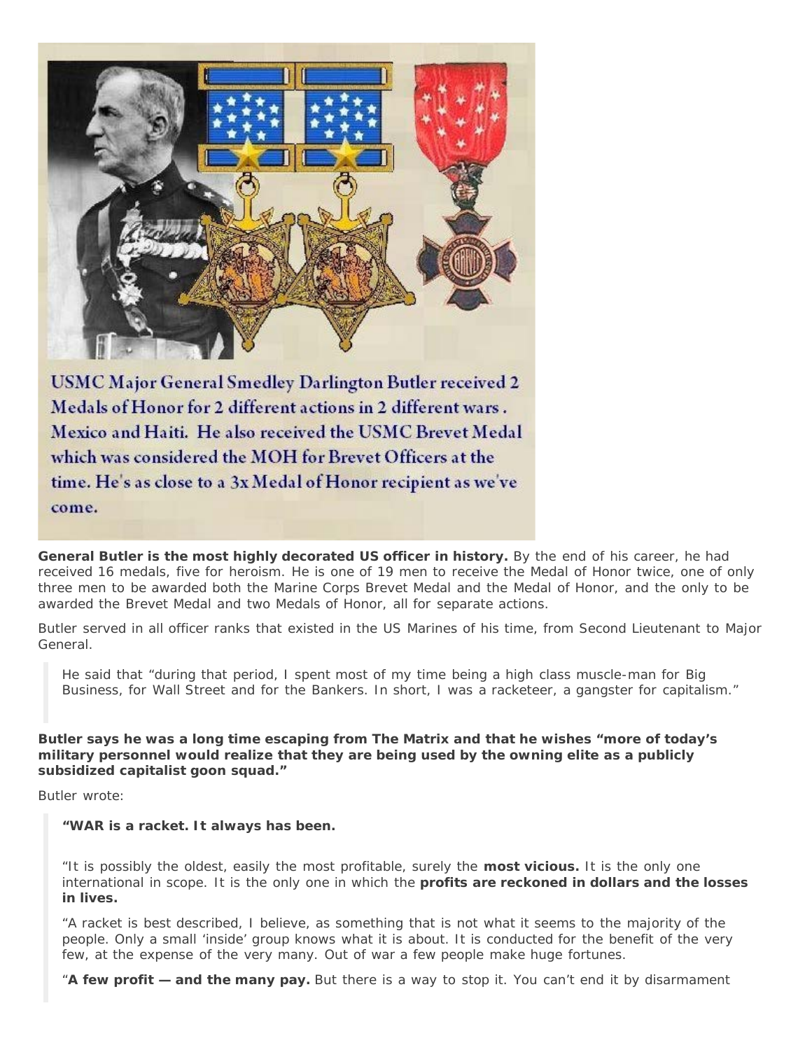USMC Major General Smedley Darlington Butler received 2 Medals of Honor for 2 different actions in 2 different wars . Mexico and Haiti. He also received the USMC Brevet Medal which was considered the MOH for Brevet Officers at the time. He's as close to a 3x Medal of Honor recipient as we've come.

**General Butler is the most highly decorated US officer in history.** By the end of his career, he had received 16 medals, five for heroism. He is one of 19 men to receive the Medal of Honor twice, one of only three men to be awarded both the Marine Corps Brevet Medal and the Medal of Honor, and the only to be awarded the Brevet Medal and two Medals of Honor, all for separate actions.

Butler served in all officer ranks that existed in the US Marines of his time, from Second Lieutenant to Major General.

> He said that "during that period, I spent most of my time being a high class muscle-man for Big Business, for Wall Street and for the Bankers. In short, I was a racketeer, a gangster for capitalism."

**Butler says he was a long time escaping from The Matrix and that he wishes "more of today's military personnel would realize that they are being used by the owning elite as a publicly subsidized capitalist goon squad."**

Butler wrote:

> **"WAR is a racket. It always has been.**
>
> "It is possibly the oldest, easily the most profitable, surely the **most vicious.** It is the only one international in scope. It is the only one in which the **profits are reckoned in dollars and the losses in lives.**
>
> "A racket is best described, I believe, as something that is not what it seems to the majority of the people. Only a small 'inside' group knows what it is about. It is conducted for the benefit of the very few, at the expense of the very many. Out of war a few people make huge fortunes.
>
> "**A few profit — and the many pay.** But there is a way to stop it. You can't end it by disarmament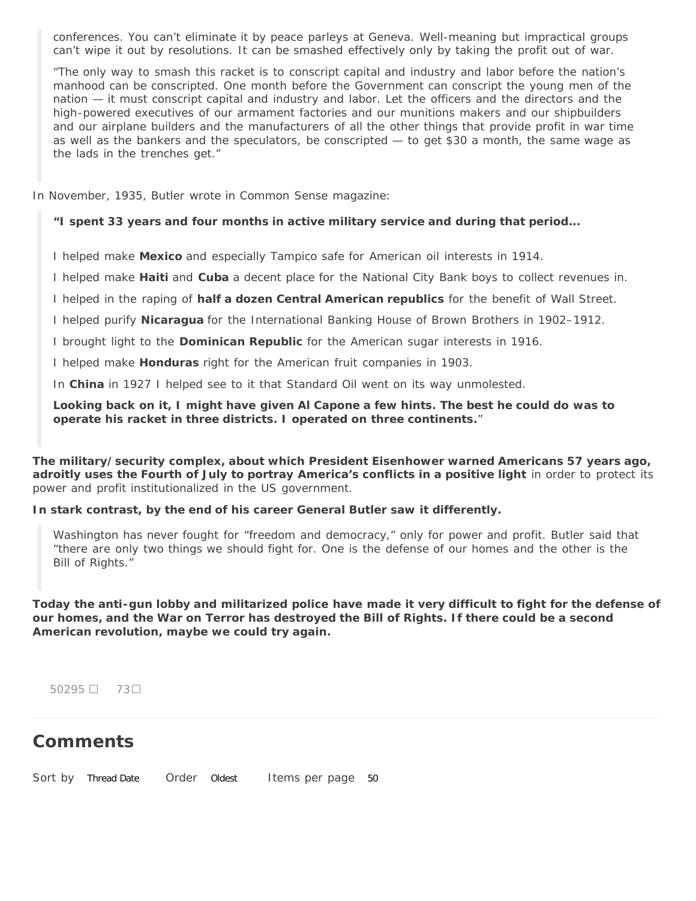> conferences. You can't eliminate it by peace parleys at Geneva. Well-meaning but impractical groups can't wipe it out by resolutions. It can be smashed effectively only by taking the profit out of war.
>
> "The only way to smash this racket is to conscript capital and industry and labor before the nation's manhood can be conscripted. One month before the Government can conscript the young men of the nation — it must conscript capital and industry and labor. Let the officers and the directors and the high-powered executives of our armament factories and our munitions makers and our shipbuilders and our airplane builders and the manufacturers of all the other things that provide profit in war time as well as the bankers and the speculators, be conscripted — to get $30 a month, the same wage as the lads in the trenches get."

In November, 1935, Butler wrote in Common Sense magazine:

> **"I spent 33 years and four months in active military service and during that period...**
>
> I helped make **Mexico** and especially Tampico safe for American oil interests in 1914.
>
> I helped make **Haiti** and **Cuba** a decent place for the National City Bank boys to collect revenues in.
>
> I helped in the raping of **half a dozen Central American republics** for the benefit of Wall Street.
>
> I helped purify **Nicaragua** for the International Banking House of Brown Brothers in 1902–1912.
>
> I brought light to the **Dominican Republic** for the American sugar interests in 1916.
>
> I helped make **Honduras** right for the American fruit companies in 1903.
>
> In **China** in 1927 I helped see to it that Standard Oil went on its way unmolested.
>
> **Looking back on it, I might have given Al Capone a few hints. The best he could do was to operate his racket in three districts. I operated on three continents.**"

**The military/security complex, about which President Eisenhower warned Americans 57 years ago, adroitly uses the Fourth of July to portray America's conflicts in a positive light** in order to protect its power and profit institutionalized in the US government.

**In stark contrast, by the end of his career General Butler saw it differently.**

> Washington has never fought for "freedom and democracy," only for power and profit. Butler said that "there are only two things we should fight for. One is the defense of our homes and the other is the Bill of Rights."

**Today the anti-gun lobby and militarized police have made it very difficult to fight for the defense of our homes, and the War on Terror has destroyed the Bill of Rights. If there could be a second American revolution, maybe we could try again.**

50295 ☐ 73☐

## Comments

Sort by Thread Date Order Oldest Items per page 50